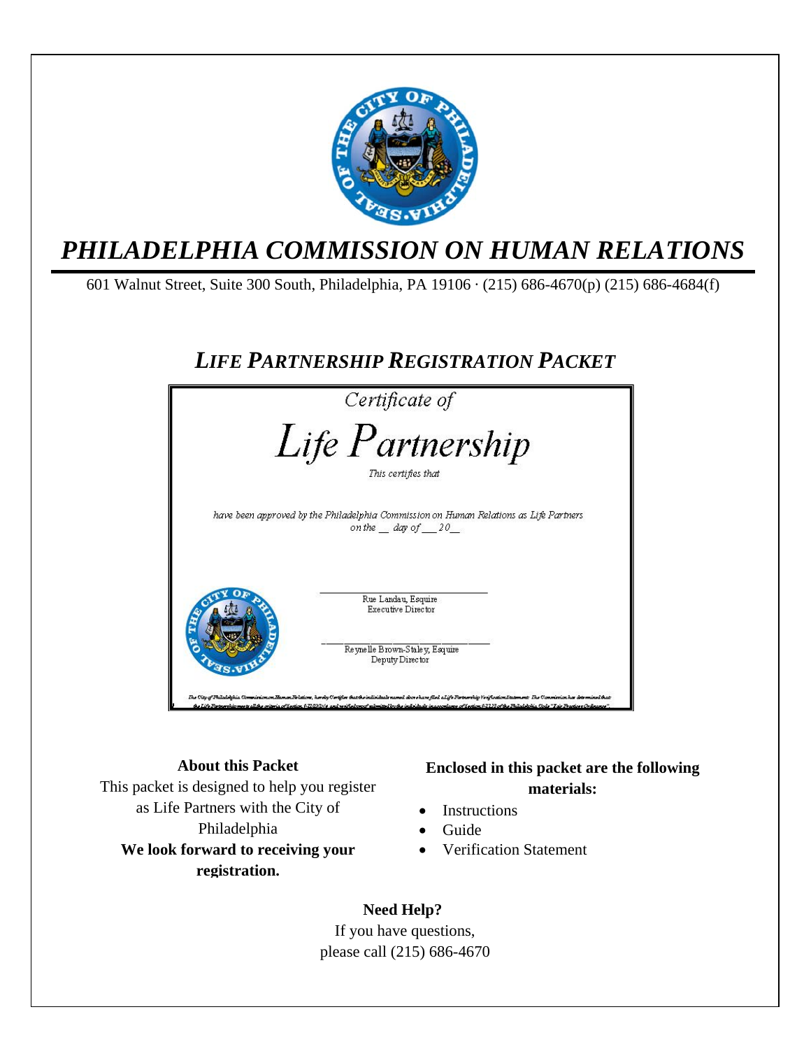# *PHILADELPHIA COMMISSION ON HUMAN RELATIONS*

601 Walnut Street, Suite 300 South, Philadelphia, PA 19106 · (215) 686-4670(p) (215) 686-4684(f)

## *LIFE PARTNERSHIP REGISTRATION PACKET*

*Certificate of*

*Life Partnership*

*This certifies that*

*have been approved by the Philadelphia Commission on Human Relations as Life Partners on the __ day of ___ 20__*

Rue Landau, Esquire
Executive Director

Reynelle Brown-Staley, Esquire
Deputy Director

### About this Packet

This packet is designed to help you register as Life Partners with the City of Philadelphia

**We look forward to receiving your registration.**

### Enclosed in this packet are the following materials:

- Instructions
- Guide
- Verification Statement

### Need Help?

If you have questions, please call (215) 686-4670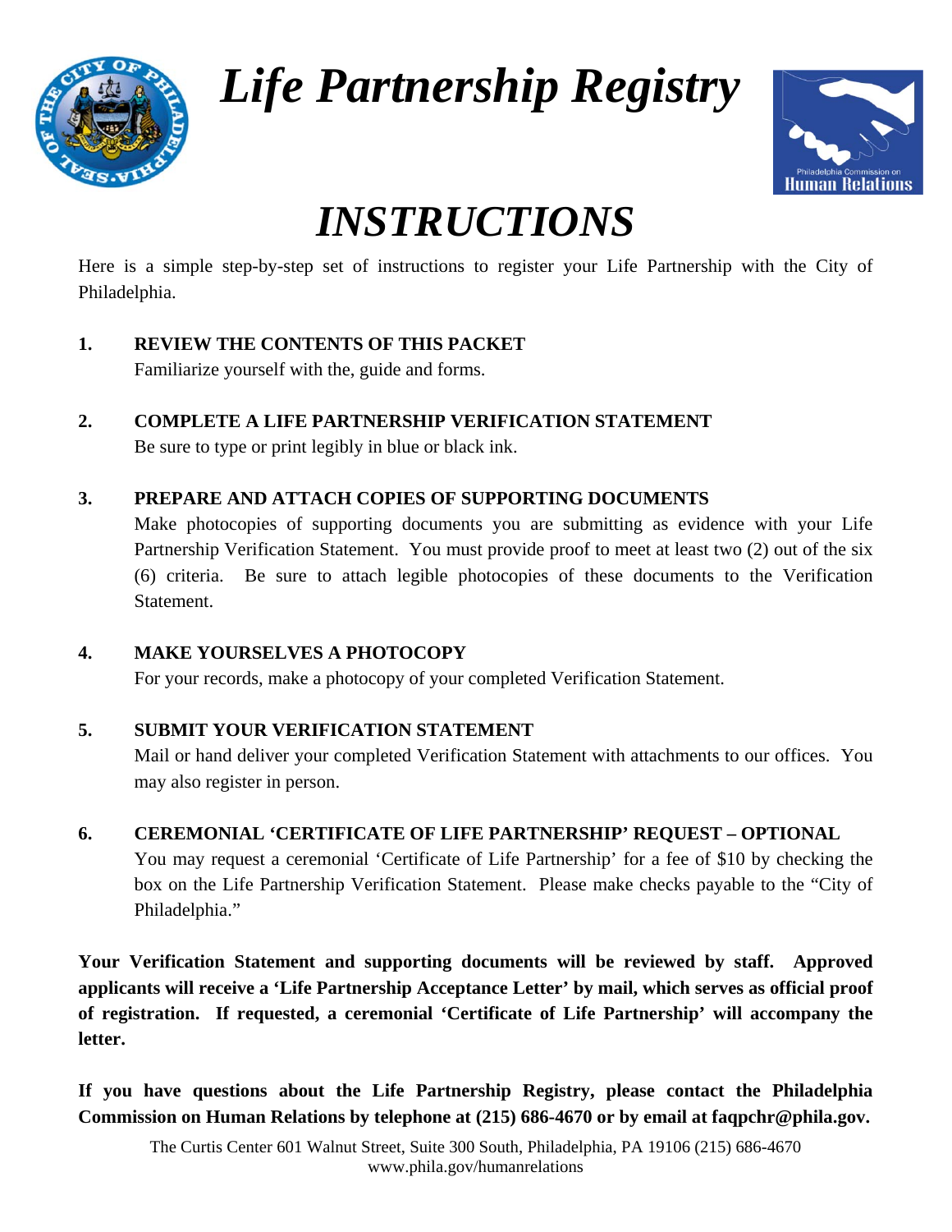# *Life Partnership Registry*

# *INSTRUCTIONS*

Here is a simple step-by-step set of instructions to register your Life Partnership with the City of Philadelphia.

1. **REVIEW THE CONTENTS OF THIS PACKET**
   Familiarize yourself with the, guide and forms.

2. **COMPLETE A LIFE PARTNERSHIP VERIFICATION STATEMENT**
   Be sure to type or print legibly in blue or black ink.

3. **PREPARE AND ATTACH COPIES OF SUPPORTING DOCUMENTS**
   Make photocopies of supporting documents you are submitting as evidence with your Life Partnership Verification Statement. You must provide proof to meet at least two (2) out of the six (6) criteria. Be sure to attach legible photocopies of these documents to the Verification Statement.

4. **MAKE YOURSELVES A PHOTOCOPY**
   For your records, make a photocopy of your completed Verification Statement.

5. **SUBMIT YOUR VERIFICATION STATEMENT**
   Mail or hand deliver your completed Verification Statement with attachments to our offices. You may also register in person.

6. **CEREMONIAL 'CERTIFICATE OF LIFE PARTNERSHIP' REQUEST – OPTIONAL**
   You may request a ceremonial 'Certificate of Life Partnership' for a fee of $10 by checking the box on the Life Partnership Verification Statement. Please make checks payable to the "City of Philadelphia."

**Your Verification Statement and supporting documents will be reviewed by staff. Approved applicants will receive a 'Life Partnership Acceptance Letter' by mail, which serves as official proof of registration. If requested, a ceremonial 'Certificate of Life Partnership' will accompany the letter.**

**If you have questions about the Life Partnership Registry, please contact the Philadelphia Commission on Human Relations by telephone at (215) 686-4670 or by email at faqpchr@phila.gov.**

The Curtis Center 601 Walnut Street, Suite 300 South, Philadelphia, PA 19106 (215) 686-4670
www.phila.gov/humanrelations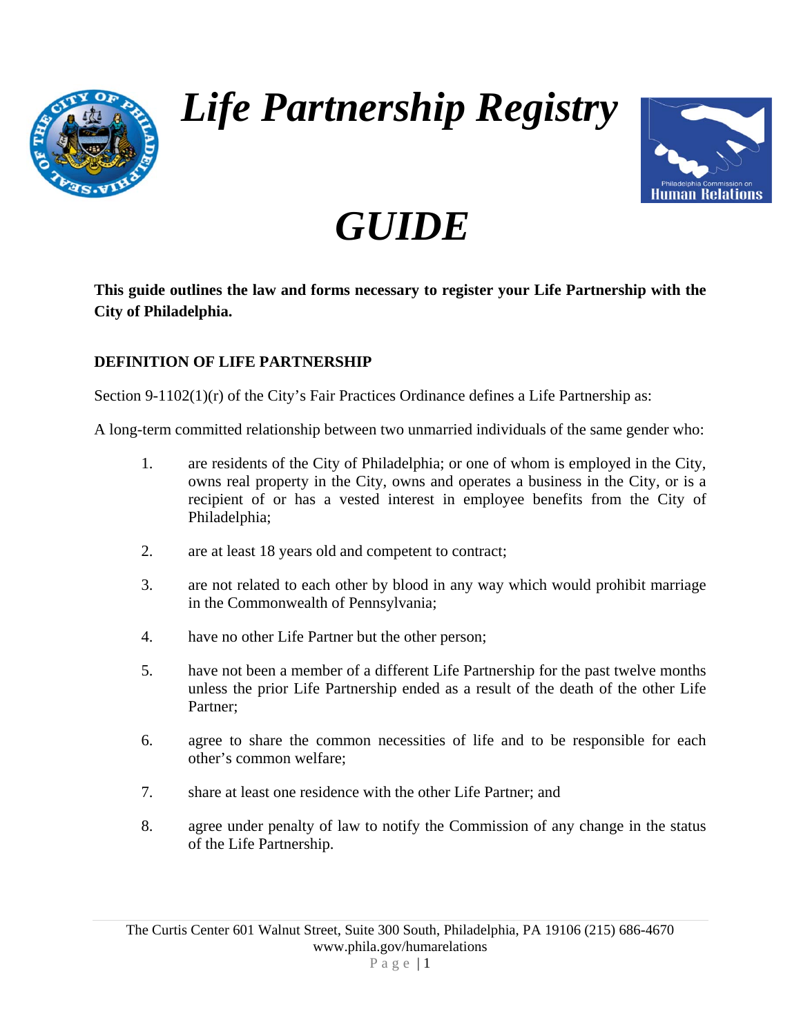# *Life Partnership Registry*

# *GUIDE*

**This guide outlines the law and forms necessary to register your Life Partnership with the City of Philadelphia.**

## DEFINITION OF LIFE PARTNERSHIP

Section 9-1102(1)(r) of the City's Fair Practices Ordinance defines a Life Partnership as:

A long-term committed relationship between two unmarried individuals of the same gender who:

1. are residents of the City of Philadelphia; or one of whom is employed in the City, owns real property in the City, owns and operates a business in the City, or is a recipient of or has a vested interest in employee benefits from the City of Philadelphia;
2. are at least 18 years old and competent to contract;
3. are not related to each other by blood in any way which would prohibit marriage in the Commonwealth of Pennsylvania;
4. have no other Life Partner but the other person;
5. have not been a member of a different Life Partnership for the past twelve months unless the prior Life Partnership ended as a result of the death of the other Life Partner;
6. agree to share the common necessities of life and to be responsible for each other's common welfare;
7. share at least one residence with the other Life Partner; and
8. agree under penalty of law to notify the Commission of any change in the status of the Life Partnership.

The Curtis Center 601 Walnut Street, Suite 300 South, Philadelphia, PA 19106 (215) 686-4670
www.phila.gov/humarelations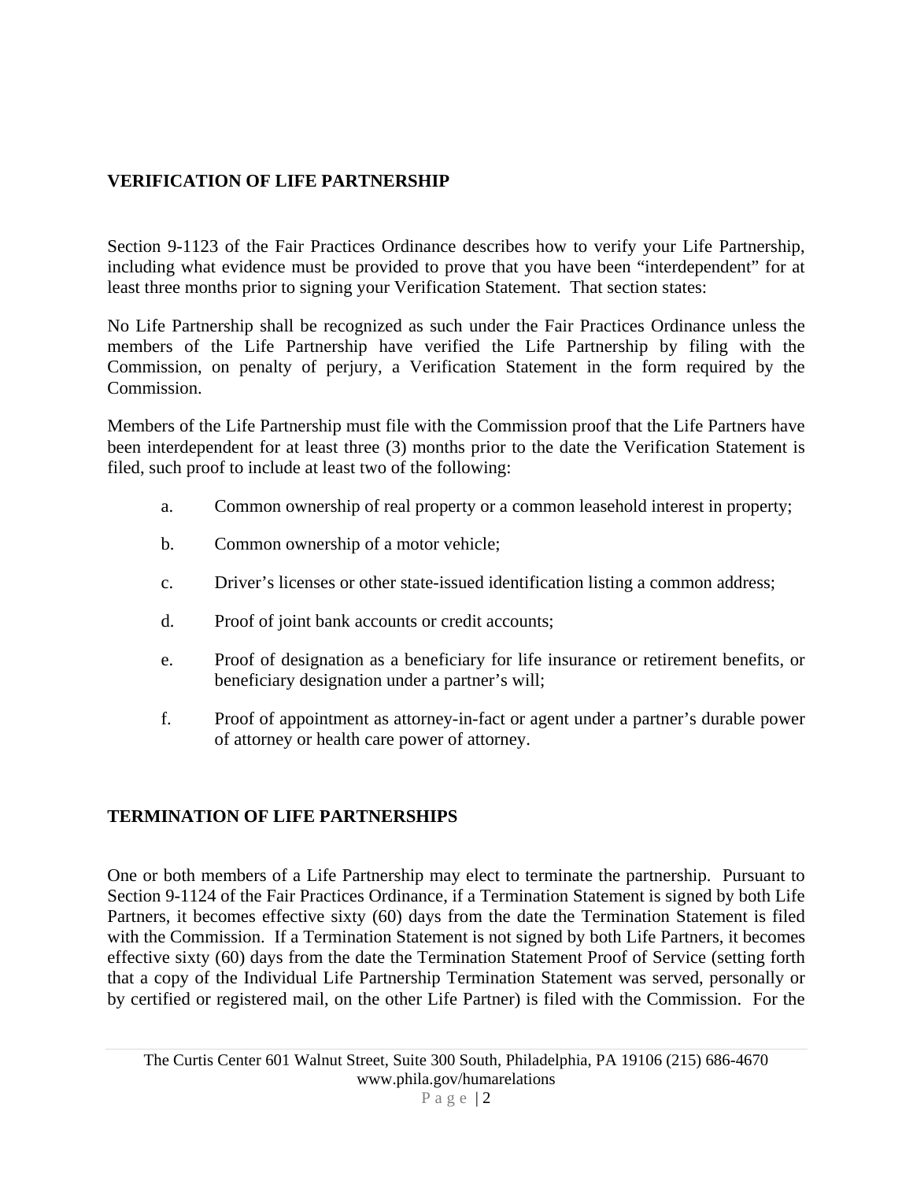## VERIFICATION OF LIFE PARTNERSHIP

Section 9-1123 of the Fair Practices Ordinance describes how to verify your Life Partnership, including what evidence must be provided to prove that you have been "interdependent" for at least three months prior to signing your Verification Statement. That section states:

No Life Partnership shall be recognized as such under the Fair Practices Ordinance unless the members of the Life Partnership have verified the Life Partnership by filing with the Commission, on penalty of perjury, a Verification Statement in the form required by the Commission.

Members of the Life Partnership must file with the Commission proof that the Life Partners have been interdependent for at least three (3) months prior to the date the Verification Statement is filed, such proof to include at least two of the following:

a. Common ownership of real property or a common leasehold interest in property;

b. Common ownership of a motor vehicle;

c. Driver's licenses or other state-issued identification listing a common address;

d. Proof of joint bank accounts or credit accounts;

e. Proof of designation as a beneficiary for life insurance or retirement benefits, or beneficiary designation under a partner's will;

f. Proof of appointment as attorney-in-fact or agent under a partner's durable power of attorney or health care power of attorney.

## TERMINATION OF LIFE PARTNERSHIPS

One or both members of a Life Partnership may elect to terminate the partnership. Pursuant to Section 9-1124 of the Fair Practices Ordinance, if a Termination Statement is signed by both Life Partners, it becomes effective sixty (60) days from the date the Termination Statement is filed with the Commission. If a Termination Statement is not signed by both Life Partners, it becomes effective sixty (60) days from the date the Termination Statement Proof of Service (setting forth that a copy of the Individual Life Partnership Termination Statement was served, personally or by certified or registered mail, on the other Life Partner) is filed with the Commission. For the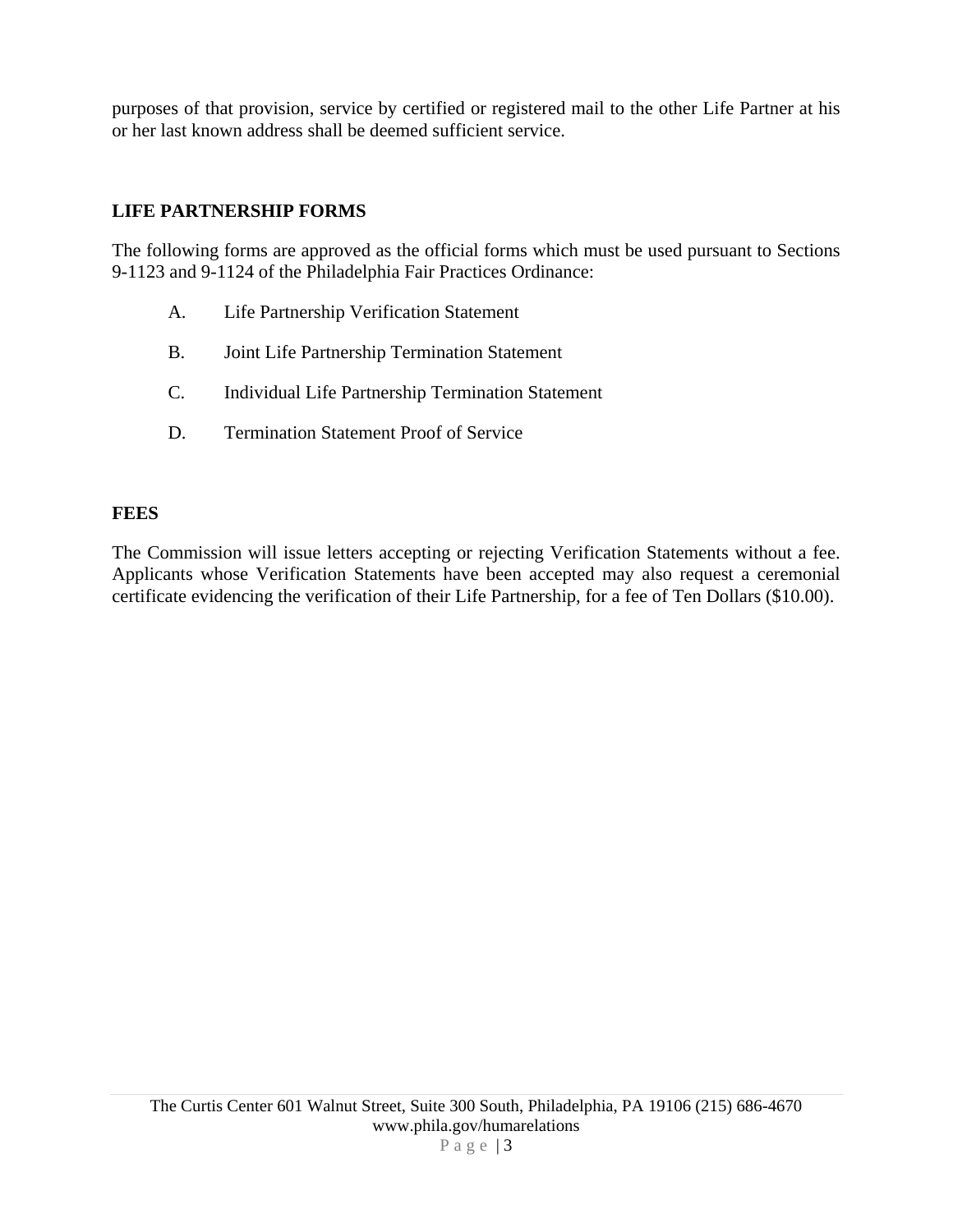purposes of that provision, service by certified or registered mail to the other Life Partner at his or her last known address shall be deemed sufficient service.

## LIFE PARTNERSHIP FORMS

The following forms are approved as the official forms which must be used pursuant to Sections 9-1123 and 9-1124 of the Philadelphia Fair Practices Ordinance:

A. Life Partnership Verification Statement

B. Joint Life Partnership Termination Statement

C. Individual Life Partnership Termination Statement

D. Termination Statement Proof of Service

## FEES

The Commission will issue letters accepting or rejecting Verification Statements without a fee. Applicants whose Verification Statements have been accepted may also request a ceremonial certificate evidencing the verification of their Life Partnership, for a fee of Ten Dollars ($10.00).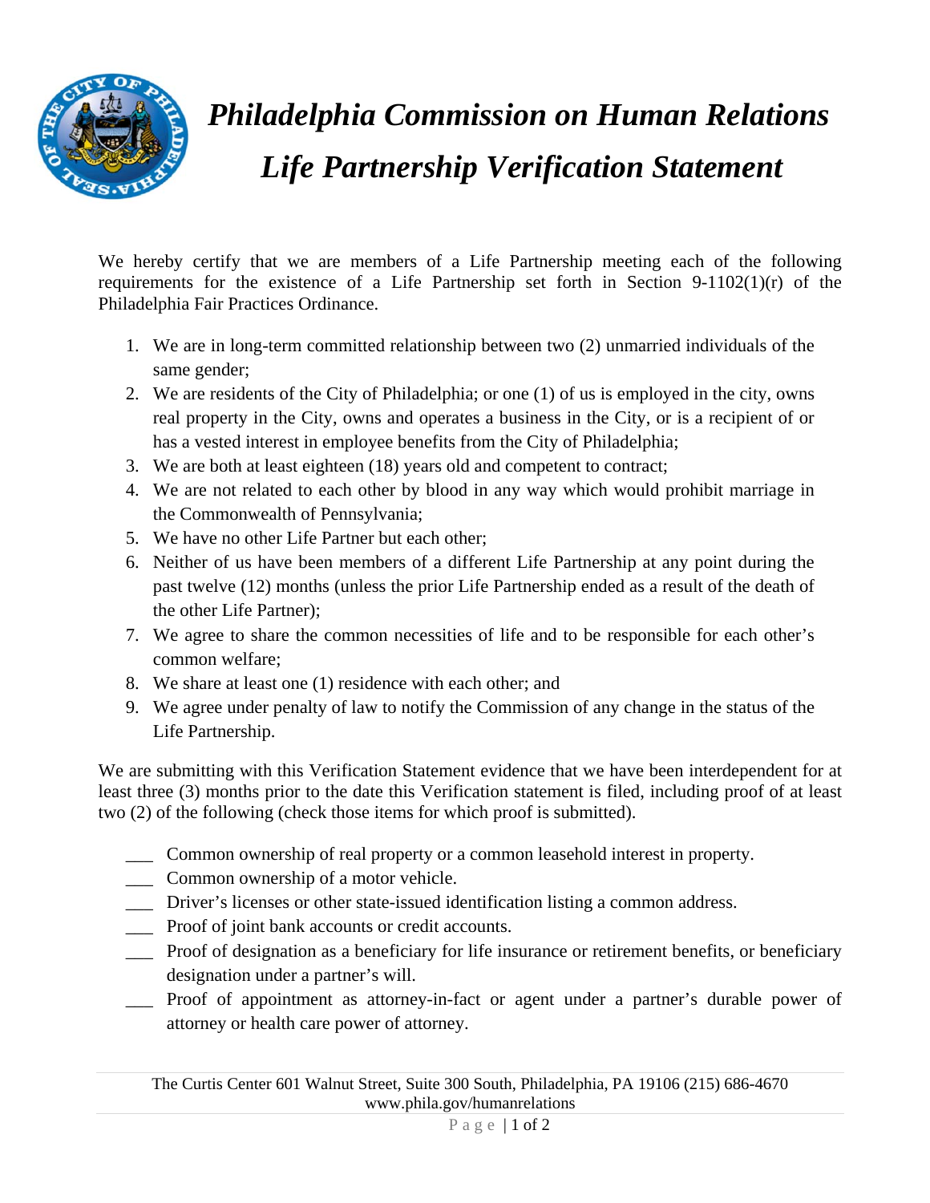# *Philadelphia Commission on Human Relations*

# *Life Partnership Verification Statement*

We hereby certify that we are members of a Life Partnership meeting each of the following requirements for the existence of a Life Partnership set forth in Section 9-1102(1)(r) of the Philadelphia Fair Practices Ordinance.

1. We are in long-term committed relationship between two (2) unmarried individuals of the same gender;
2. We are residents of the City of Philadelphia; or one (1) of us is employed in the city, owns real property in the City, owns and operates a business in the City, or is a recipient of or has a vested interest in employee benefits from the City of Philadelphia;
3. We are both at least eighteen (18) years old and competent to contract;
4. We are not related to each other by blood in any way which would prohibit marriage in the Commonwealth of Pennsylvania;
5. We have no other Life Partner but each other;
6. Neither of us have been members of a different Life Partnership at any point during the past twelve (12) months (unless the prior Life Partnership ended as a result of the death of the other Life Partner);
7. We agree to share the common necessities of life and to be responsible for each other's common welfare;
8. We share at least one (1) residence with each other; and
9. We agree under penalty of law to notify the Commission of any change in the status of the Life Partnership.

We are submitting with this Verification Statement evidence that we have been interdependent for at least three (3) months prior to the date this Verification statement is filed, including proof of at least two (2) of the following (check those items for which proof is submitted).

___ Common ownership of real property or a common leasehold interest in property.

___ Common ownership of a motor vehicle.

___ Driver's licenses or other state-issued identification listing a common address.

___ Proof of joint bank accounts or credit accounts.

___ Proof of designation as a beneficiary for life insurance or retirement benefits, or beneficiary designation under a partner's will.

___ Proof of appointment as attorney-in-fact or agent under a partner's durable power of attorney or health care power of attorney.

The Curtis Center 601 Walnut Street, Suite 300 South, Philadelphia, PA 19106 (215) 686-4670
www.phila.gov/humanrelations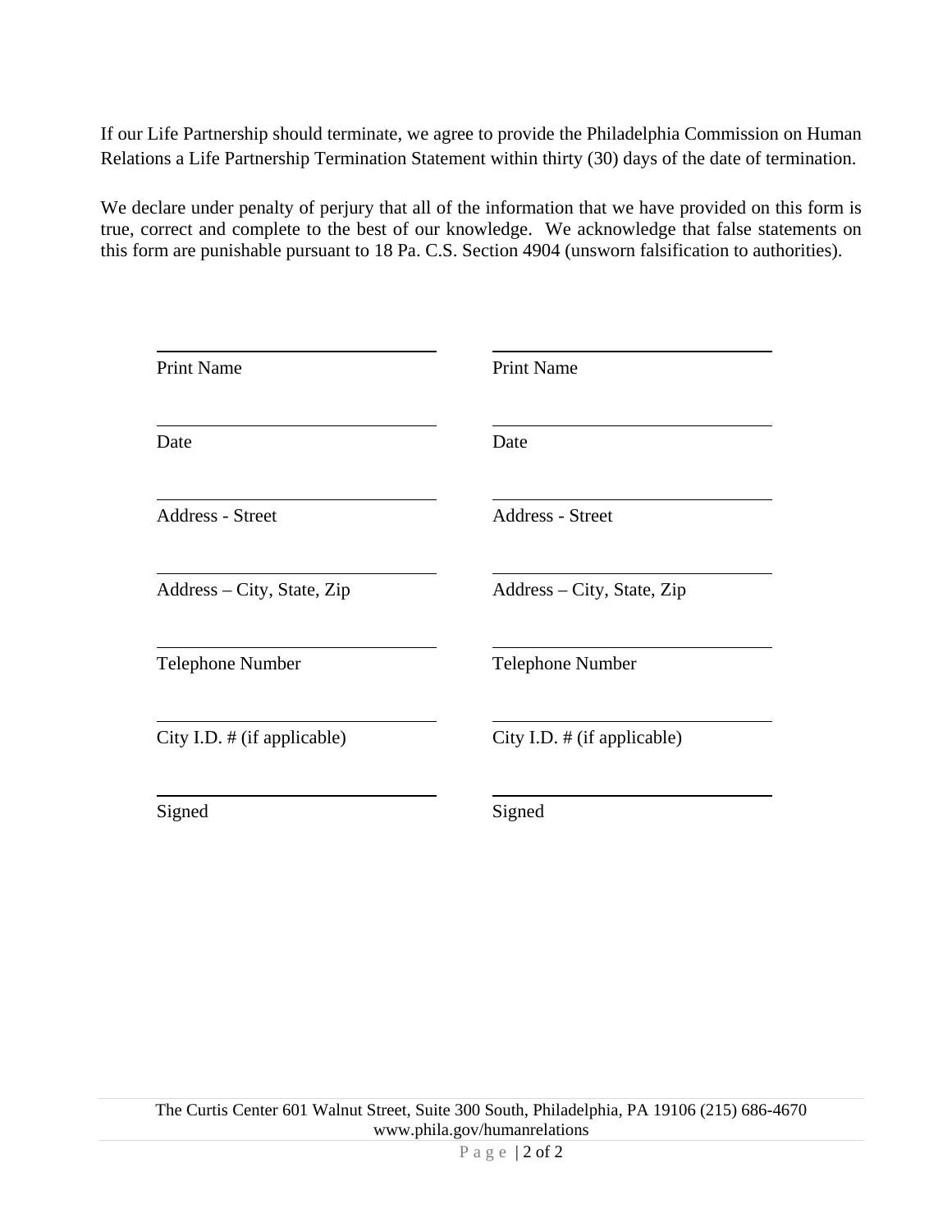If our Life Partnership should terminate, we agree to provide the Philadelphia Commission on Human Relations a Life Partnership Termination Statement within thirty (30) days of the date of termination.

We declare under penalty of perjury that all of the information that we have provided on this form is true, correct and complete to the best of our knowledge. We acknowledge that false statements on this form are punishable pursuant to 18 Pa. C.S. Section 4904 (unsworn falsification to authorities).

| | |
|---|---|
| ______________________________ | ______________________________ |
| Print Name | Print Name |
| ______________________________ | ______________________________ |
| Date | Date |
| ______________________________ | ______________________________ |
| Address - Street | Address - Street |
| ______________________________ | ______________________________ |
| Address – City, State, Zip | Address – City, State, Zip |
| ______________________________ | ______________________________ |
| Telephone Number | Telephone Number |
| ______________________________ | ______________________________ |
| City I.D. # (if applicable) | City I.D. # (if applicable) |
| ______________________________ | ______________________________ |
| Signed | Signed |

The Curtis Center 601 Walnut Street, Suite 300 South, Philadelphia, PA 19106 (215) 686-4670
www.phila.gov/humanrelations